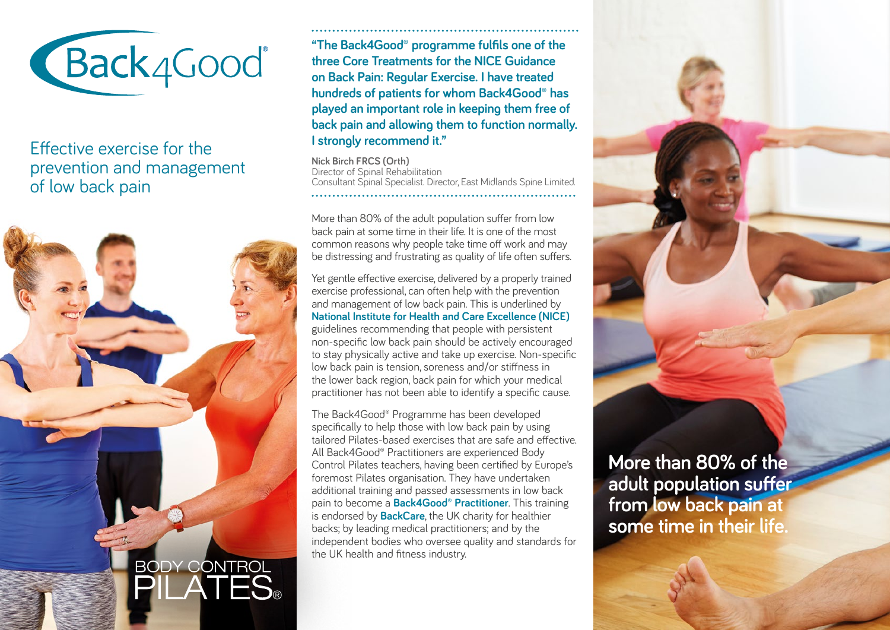# Back4Good®

## Effective exercise for the prevention and management of low back pain

BODY CONTROL PILATES®

**"The Back4Good® programme fulfils one of the three Core Treatments for the NICE Guidance on Back Pain: Regular Exercise. I have treated hundreds of patients for whom Back4Good® has played an important role in keeping them free of back pain and allowing them to function normally. I strongly recommend it."**

**Nick Birch FRCS (Orth)**
Director of Spinal Rehabilitation
Consultant Spinal Specialist. Director, East Midlands Spine Limited.

More than 80% of the adult population suffer from low back pain at some time in their life. It is one of the most common reasons why people take time off work and may be distressing and frustrating as quality of life often suffers.

Yet gentle effective exercise, delivered by a properly trained exercise professional, can often help with the prevention and management of low back pain. This is underlined by **National Institute for Health and Care Excellence (NICE)** guidelines recommending that people with persistent non-specific low back pain should be actively encouraged to stay physically active and take up exercise. Non-specific low back pain is tension, soreness and/or stiffness in the lower back region, back pain for which your medical practitioner has not been able to identify a specific cause.

The Back4Good® Programme has been developed specifically to help those with low back pain by using tailored Pilates-based exercises that are safe and effective. All Back4Good® Practitioners are experienced Body Control Pilates teachers, having been certified by Europe's foremost Pilates organisation. They have undertaken additional training and passed assessments in low back pain to become a **Back4Good® Practitioner**. This training is endorsed by **BackCare**, the UK charity for healthier backs; by leading medical practitioners; and by the independent bodies who oversee quality and standards for the UK health and fitness industry.

**More than 80% of the adult population suffer from low back pain at some time in their life.**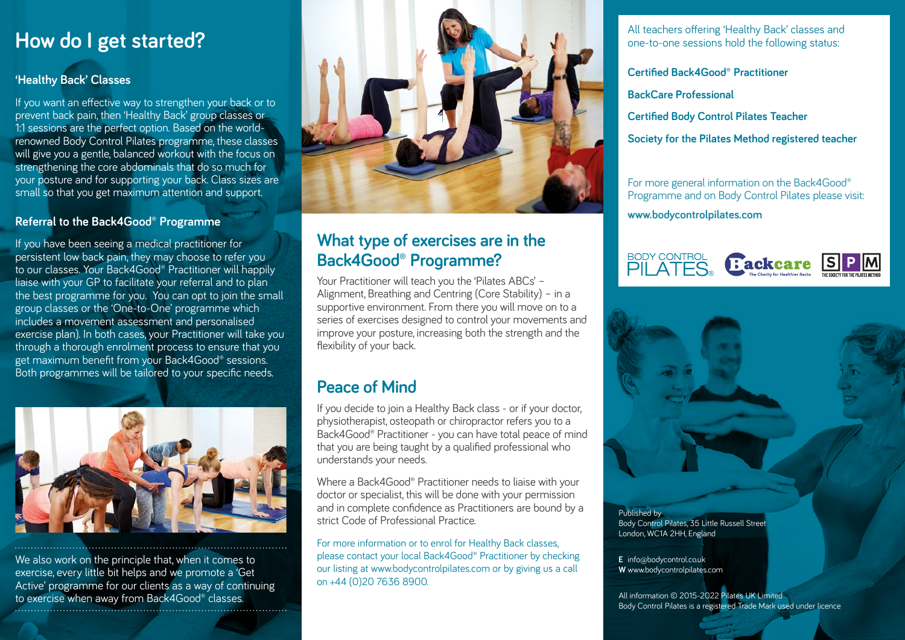# How do I get started?

## 'Healthy Back' Classes

If you want an effective way to strengthen your back or to prevent back pain, then 'Healthy Back' group classes or 1:1 sessions are the perfect option. Based on the world-renowned Body Control Pilates programme, these classes will give you a gentle, balanced workout with the focus on strengthening the core abdominals that do so much for your posture and for supporting your back. Class sizes are small so that you get maximum attention and support.

## Referral to the Back4Good® Programme

If you have been seeing a medical practitioner for persistent low back pain, they may choose to refer you to our classes. Your Back4Good® Practitioner will happily liaise with your GP to facilitate your referral and to plan the best programme for you. You can opt to join the small group classes or the 'One-to-One' programme which includes a movement assessment and personalised exercise plan). In both cases, your Practitioner will take you through a thorough enrolment process to ensure that you get maximum benefit from your Back4Good® sessions. Both programmes will be tailored to your specific needs.

We also work on the principle that, when it comes to exercise, every little bit helps and we promote a 'Get Active' programme for our clients as a way of continuing to exercise when away from Back4Good® classes.

## What type of exercises are in the Back4Good® Programme?

Your Practitioner will teach you the 'Pilates ABCs' – Alignment, Breathing and Centring (Core Stability) – in a supportive environment. From there you will move on to a series of exercises designed to control your movements and improve your posture, increasing both the strength and the flexibility of your back.

## Peace of Mind

If you decide to join a Healthy Back class - or if your doctor, physiotherapist, osteopath or chiropractor refers you to a Back4Good® Practitioner - you can have total peace of mind that you are being taught by a qualified professional who understands your needs.

Where a Back4Good® Practitioner needs to liaise with your doctor or specialist, this will be done with your permission and in complete confidence as Practitioners are bound by a strict Code of Professional Practice.

For more information or to enrol for Healthy Back classes, please contact your local Back4Good® Practitioner by checking our listing at www.bodycontrolpilates.com or by giving us a call on +44 (0)20 7636 8900.

All teachers offering 'Healthy Back' classes and one-to-one sessions hold the following status:

**Certified Back4Good® Practitioner**

**BackCare Professional**

**Certified Body Control Pilates Teacher**

**Society for the Pilates Method registered teacher**

For more general information on the Back4Good® Programme and on Body Control Pilates please visit:

**www.bodycontrolpilates.com**

BODY CONTROL PILATES® | Backcare The Charity for Healthier Backs | SPM The Society for the Pilates Method

Published by
Body Control Pilates, 35 Little Russell Street
London, WC1A 2HH, England

**E** info@bodycontrol.co.uk
**W** www.bodycontrolpilates.com

All information © 2015-2022 Pilates UK Limited
Body Control Pilates is a registered Trade Mark used under licence